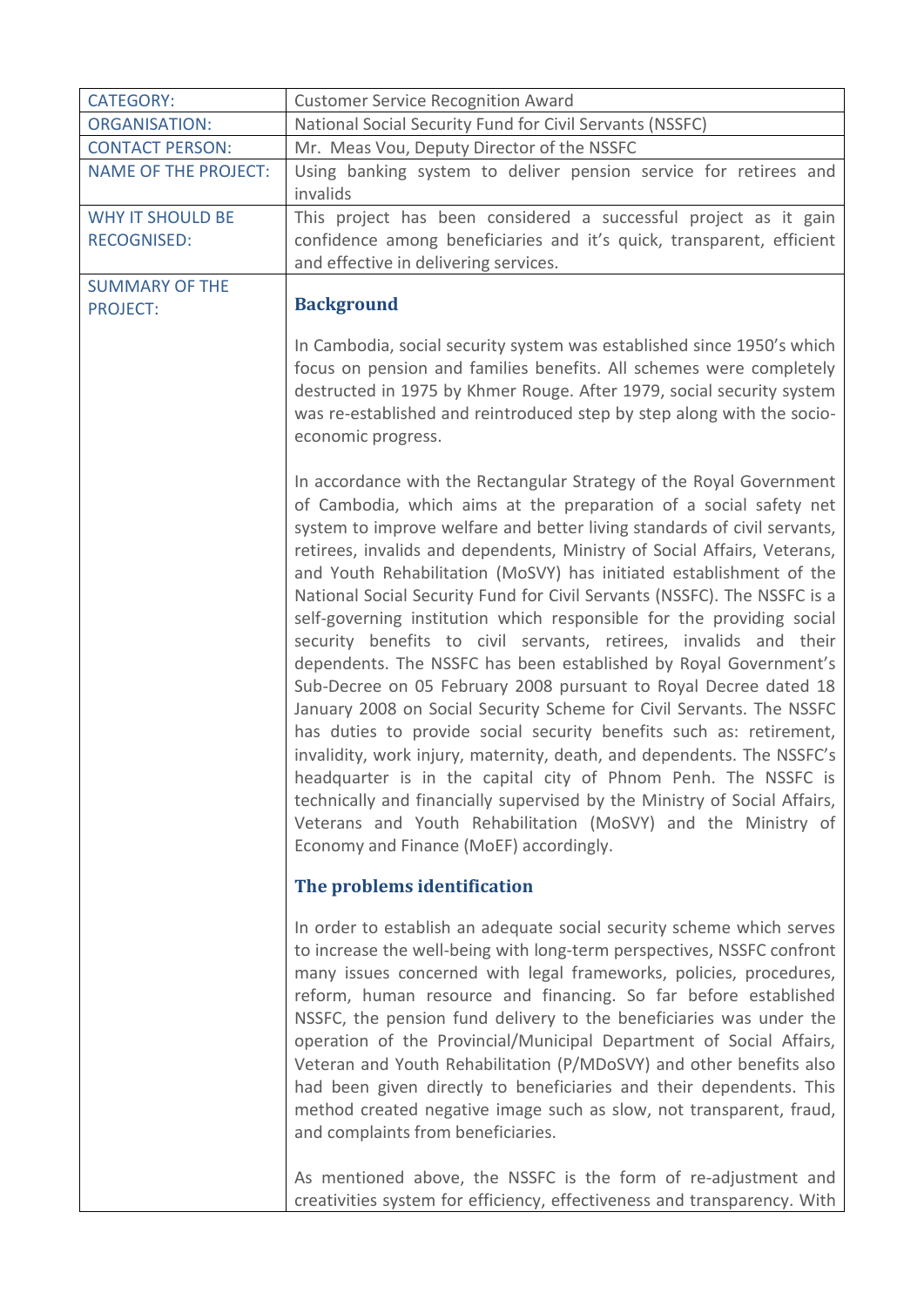| CATEGORY: | Customer Service Recognition Award |
|---|---|
| ORGANISATION: | National Social Security Fund for Civil Servants (NSSFC) |
| CONTACT PERSON: | Mr. Meas Vou, Deputy Director of the NSSFC |
| NAME OF THE PROJECT: | Using banking system to deliver pension service for retirees and invalids |
| WHY IT SHOULD BE RECOGNISED: | This project has been considered a successful project as it gain confidence among beneficiaries and it's quick, transparent, efficient and effective in delivering services. |
| SUMMARY OF THE PROJECT: | **Background**<br><br>In Cambodia, social security system was established since 1950's which focus on pension and families benefits. All schemes were completely destructed in 1975 by Khmer Rouge. After 1979, social security system was re-established and reintroduced step by step along with the socio-economic progress.<br><br>In accordance with the Rectangular Strategy of the Royal Government of Cambodia, which aims at the preparation of a social safety net system to improve welfare and better living standards of civil servants, retirees, invalids and dependents, Ministry of Social Affairs, Veterans, and Youth Rehabilitation (MoSVY) has initiated establishment of the National Social Security Fund for Civil Servants (NSSFC). The NSSFC is a self-governing institution which responsible for the providing social security benefits to civil servants, retirees, invalids and their dependents. The NSSFC has been established by Royal Government's Sub-Decree on 05 February 2008 pursuant to Royal Decree dated 18 January 2008 on Social Security Scheme for Civil Servants. The NSSFC has duties to provide social security benefits such as: retirement, invalidity, work injury, maternity, death, and dependents. The NSSFC's headquarter is in the capital city of Phnom Penh. The NSSFC is technically and financially supervised by the Ministry of Social Affairs, Veterans and Youth Rehabilitation (MoSVY) and the Ministry of Economy and Finance (MoEF) accordingly.<br><br>**The problems identification**<br><br>In order to establish an adequate social security scheme which serves to increase the well-being with long-term perspectives, NSSFC confront many issues concerned with legal frameworks, policies, procedures, reform, human resource and financing. So far before established NSSFC, the pension fund delivery to the beneficiaries was under the operation of the Provincial/Municipal Department of Social Affairs, Veteran and Youth Rehabilitation (P/MDoSVY) and other benefits also had been given directly to beneficiaries and their dependents. This method created negative image such as slow, not transparent, fraud, and complaints from beneficiaries.<br><br>As mentioned above, the NSSFC is the form of re-adjustment and creativities system for efficiency, effectiveness and transparency. With |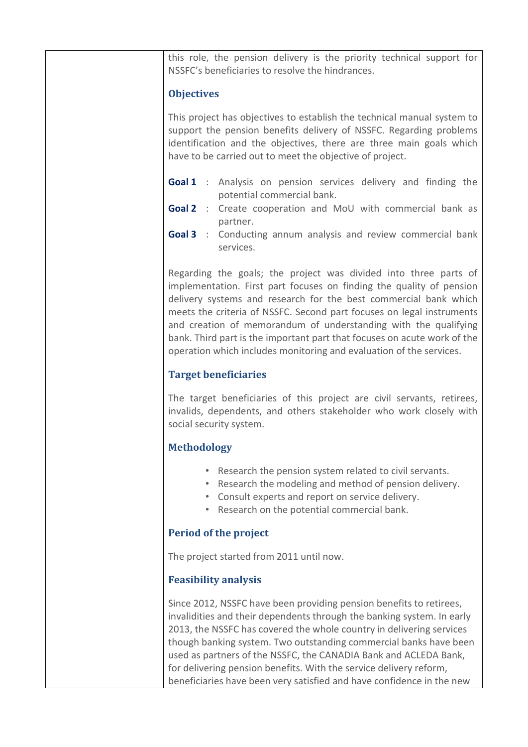this role, the pension delivery is the priority technical support for NSSFC's beneficiaries to resolve the hindrances.

### Objectives

This project has objectives to establish the technical manual system to support the pension benefits delivery of NSSFC. Regarding problems identification and the objectives, there are three main goals which have to be carried out to meet the objective of project.

**Goal 1** : Analysis on pension services delivery and finding the potential commercial bank.

**Goal 2** : Create cooperation and MoU with commercial bank as partner.

**Goal 3** : Conducting annum analysis and review commercial bank services.

Regarding the goals; the project was divided into three parts of implementation. First part focuses on finding the quality of pension delivery systems and research for the best commercial bank which meets the criteria of NSSFC. Second part focuses on legal instruments and creation of memorandum of understanding with the qualifying bank. Third part is the important part that focuses on acute work of the operation which includes monitoring and evaluation of the services.

### Target beneficiaries

The target beneficiaries of this project are civil servants, retirees, invalids, dependents, and others stakeholder who work closely with social security system.

### Methodology

- Research the pension system related to civil servants.
- Research the modeling and method of pension delivery.
- Consult experts and report on service delivery.
- Research on the potential commercial bank.

### Period of the project

The project started from 2011 until now.

### Feasibility analysis

Since 2012, NSSFC have been providing pension benefits to retirees, invalidities and their dependents through the banking system. In early 2013, the NSSFC has covered the whole country in delivering services though banking system. Two outstanding commercial banks have been used as partners of the NSSFC, the CANADIA Bank and ACLEDA Bank, for delivering pension benefits. With the service delivery reform, beneficiaries have been very satisfied and have confidence in the new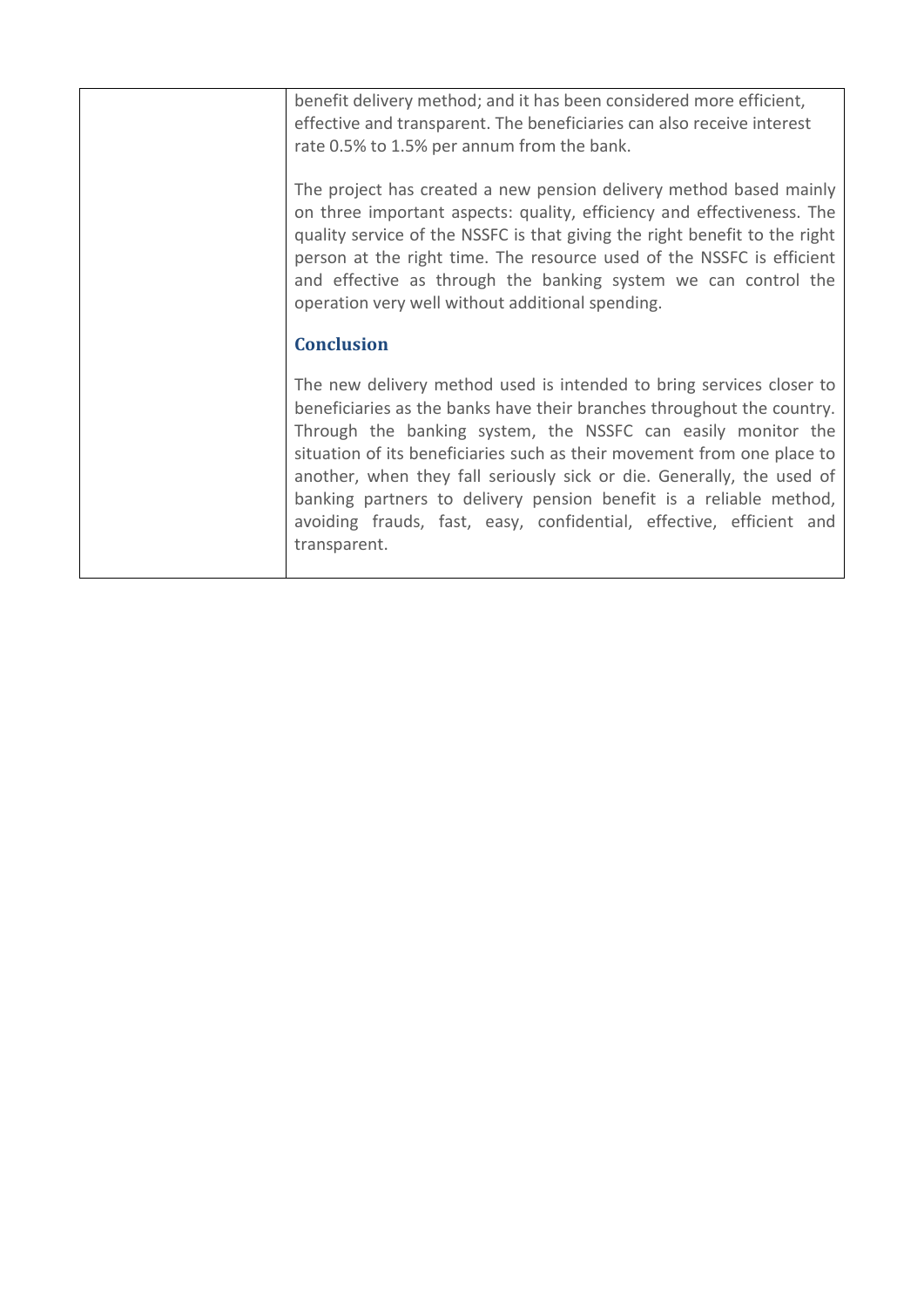| | |
|---|---|
| | benefit delivery method; and it has been considered more efficient, effective and transparent. The beneficiaries can also receive interest rate 0.5% to 1.5% per annum from the bank.<br><br>The project has created a new pension delivery method based mainly on three important aspects: quality, efficiency and effectiveness. The quality service of the NSSFC is that giving the right benefit to the right person at the right time. The resource used of the NSSFC is efficient and effective as through the banking system we can control the operation very well without additional spending.<br><br>**Conclusion**<br><br>The new delivery method used is intended to bring services closer to beneficiaries as the banks have their branches throughout the country. Through the banking system, the NSSFC can easily monitor the situation of its beneficiaries such as their movement from one place to another, when they fall seriously sick or die. Generally, the used of banking partners to delivery pension benefit is a reliable method, avoiding frauds, fast, easy, confidential, effective, efficient and transparent. |